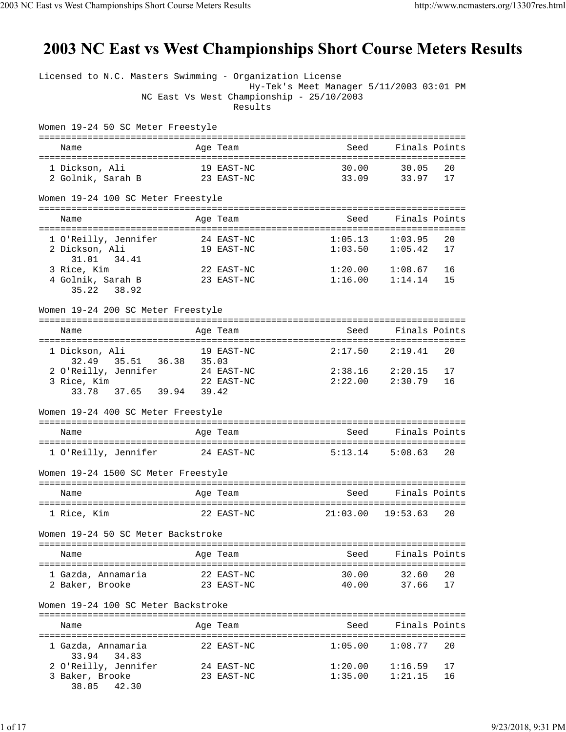# 2003 NC East vs West Championships Short Course Meters Results

Licensed to N.C. Masters Swimming - Organization License
Hy-Tek's Meet Manager 5/11/2003 03:01 PM
NC East Vs West Championship - 25/10/2003
Results

### Women 19-24 50 SC Meter Freestyle

| | Name | Age | Team | Seed | Finals | Points |
|---|---|---|---|---|---|---|
| 1 | Dickson, Ali | 19 | EAST-NC | 30.00 | 30.05 | 20 |
| 2 | Golnik, Sarah B | 23 | EAST-NC | 33.09 | 33.97 | 17 |

### Women 19-24 100 SC Meter Freestyle

| | Name | Age | Team | Seed | Finals | Points |
|---|---|---|---|---|---|---|
| 1 | O'Reilly, Jennifer | 24 | EAST-NC | 1:05.13 | 1:03.95 | 20 |
| 2 | Dickson, Ali | 19 | EAST-NC | 1:03.50 | 1:05.42 | 17 |
| | 31.01  34.41 | | | | | |
| 3 | Rice, Kim | 22 | EAST-NC | 1:20.00 | 1:08.67 | 16 |
| 4 | Golnik, Sarah B | 23 | EAST-NC | 1:16.00 | 1:14.14 | 15 |
| | 35.22  38.92 | | | | | |

### Women 19-24 200 SC Meter Freestyle

| | Name | Age | Team | Seed | Finals | Points |
|---|---|---|---|---|---|---|
| 1 | Dickson, Ali | 19 | EAST-NC | 2:17.50 | 2:19.41 | 20 |
| | 32.49  35.51  36.38  35.03 | | | | | |
| 2 | O'Reilly, Jennifer | 24 | EAST-NC | 2:38.16 | 2:20.15 | 17 |
| 3 | Rice, Kim | 22 | EAST-NC | 2:22.00 | 2:30.79 | 16 |
| | 33.78  37.65  39.94  39.42 | | | | | |

### Women 19-24 400 SC Meter Freestyle

| | Name | Age | Team | Seed | Finals | Points |
|---|---|---|---|---|---|---|
| 1 | O'Reilly, Jennifer | 24 | EAST-NC | 5:13.14 | 5:08.63 | 20 |

### Women 19-24 1500 SC Meter Freestyle

| | Name | Age | Team | Seed | Finals | Points |
|---|---|---|---|---|---|---|
| 1 | Rice, Kim | 22 | EAST-NC | 21:03.00 | 19:53.63 | 20 |

### Women 19-24 50 SC Meter Backstroke

| | Name | Age | Team | Seed | Finals | Points |
|---|---|---|---|---|---|---|
| 1 | Gazda, Annamaria | 22 | EAST-NC | 30.00 | 32.60 | 20 |
| 2 | Baker, Brooke | 23 | EAST-NC | 40.00 | 37.66 | 17 |

### Women 19-24 100 SC Meter Backstroke

| | Name | Age | Team | Seed | Finals | Points |
|---|---|---|---|---|---|---|
| 1 | Gazda, Annamaria | 22 | EAST-NC | 1:05.00 | 1:08.77 | 20 |
| | 33.94  34.83 | | | | | |
| 2 | O'Reilly, Jennifer | 24 | EAST-NC | 1:20.00 | 1:16.59 | 17 |
| 3 | Baker, Brooke | 23 | EAST-NC | 1:35.00 | 1:21.15 | 16 |
| | 38.85  42.30 | | | | | |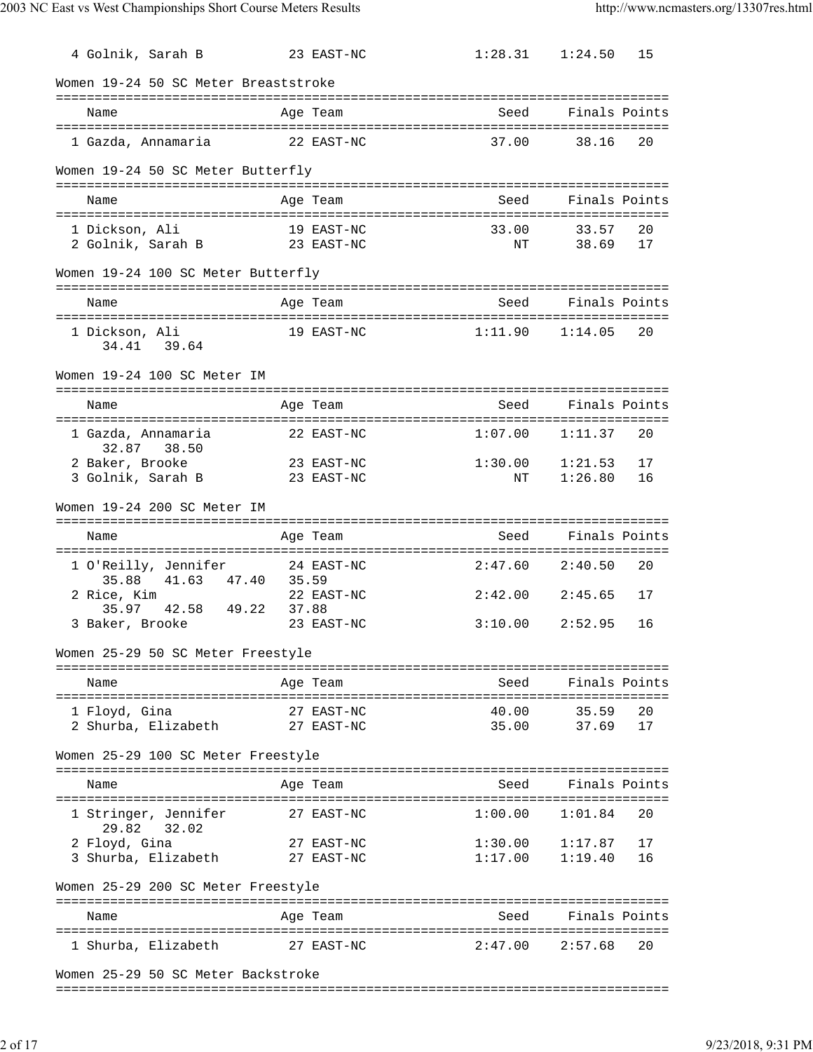| | Name | Age | Team | Seed | Finals | Points |
|---|---|---|---|---|---|---|
| 4 | Golnik, Sarah B | 23 | EAST-NC | 1:28.31 | 1:24.50 | 15 |

### Women 19-24 50 SC Meter Breaststroke

| | Name | Age | Team | Seed | Finals | Points |
|---|---|---|---|---|---|---|
| 1 | Gazda, Annamaria | 22 | EAST-NC | 37.00 | 38.16 | 20 |

### Women 19-24 50 SC Meter Butterfly

| | Name | Age | Team | Seed | Finals | Points |
|---|---|---|---|---|---|---|
| 1 | Dickson, Ali | 19 | EAST-NC | 33.00 | 33.57 | 20 |
| 2 | Golnik, Sarah B | 23 | EAST-NC | NT | 38.69 | 17 |

### Women 19-24 100 SC Meter Butterfly

| | Name | Age | Team | Seed | Finals | Points |
|---|---|---|---|---|---|---|
| 1 | Dickson, Ali | 19 | EAST-NC | 1:11.90 | 1:14.05 | 20 |
| | 34.41 39.64 | | | | | |

### Women 19-24 100 SC Meter IM

| | Name | Age | Team | Seed | Finals | Points |
|---|---|---|---|---|---|---|
| 1 | Gazda, Annamaria | 22 | EAST-NC | 1:07.00 | 1:11.37 | 20 |
| | 32.87 38.50 | | | | | |
| 2 | Baker, Brooke | 23 | EAST-NC | 1:30.00 | 1:21.53 | 17 |
| 3 | Golnik, Sarah B | 23 | EAST-NC | NT | 1:26.80 | 16 |

### Women 19-24 200 SC Meter IM

| | Name | Age | Team | Seed | Finals | Points |
|---|---|---|---|---|---|---|
| 1 | O'Reilly, Jennifer | 24 | EAST-NC | 2:47.60 | 2:40.50 | 20 |
| | 35.88 41.63 47.40 35.59 | | | | | |
| 2 | Rice, Kim | 22 | EAST-NC | 2:42.00 | 2:45.65 | 17 |
| | 35.97 42.58 49.22 37.88 | | | | | |
| 3 | Baker, Brooke | 23 | EAST-NC | 3:10.00 | 2:52.95 | 16 |

### Women 25-29 50 SC Meter Freestyle

| | Name | Age | Team | Seed | Finals | Points |
|---|---|---|---|---|---|---|
| 1 | Floyd, Gina | 27 | EAST-NC | 40.00 | 35.59 | 20 |
| 2 | Shurba, Elizabeth | 27 | EAST-NC | 35.00 | 37.69 | 17 |

### Women 25-29 100 SC Meter Freestyle

| | Name | Age | Team | Seed | Finals | Points |
|---|---|---|---|---|---|---|
| 1 | Stringer, Jennifer | 27 | EAST-NC | 1:00.00 | 1:01.84 | 20 |
| | 29.82 32.02 | | | | | |
| 2 | Floyd, Gina | 27 | EAST-NC | 1:30.00 | 1:17.87 | 17 |
| 3 | Shurba, Elizabeth | 27 | EAST-NC | 1:17.00 | 1:19.40 | 16 |

### Women 25-29 200 SC Meter Freestyle

| | Name | Age | Team | Seed | Finals | Points |
|---|---|---|---|---|---|---|
| 1 | Shurba, Elizabeth | 27 | EAST-NC | 2:47.00 | 2:57.68 | 20 |

### Women 25-29 50 SC Meter Backstroke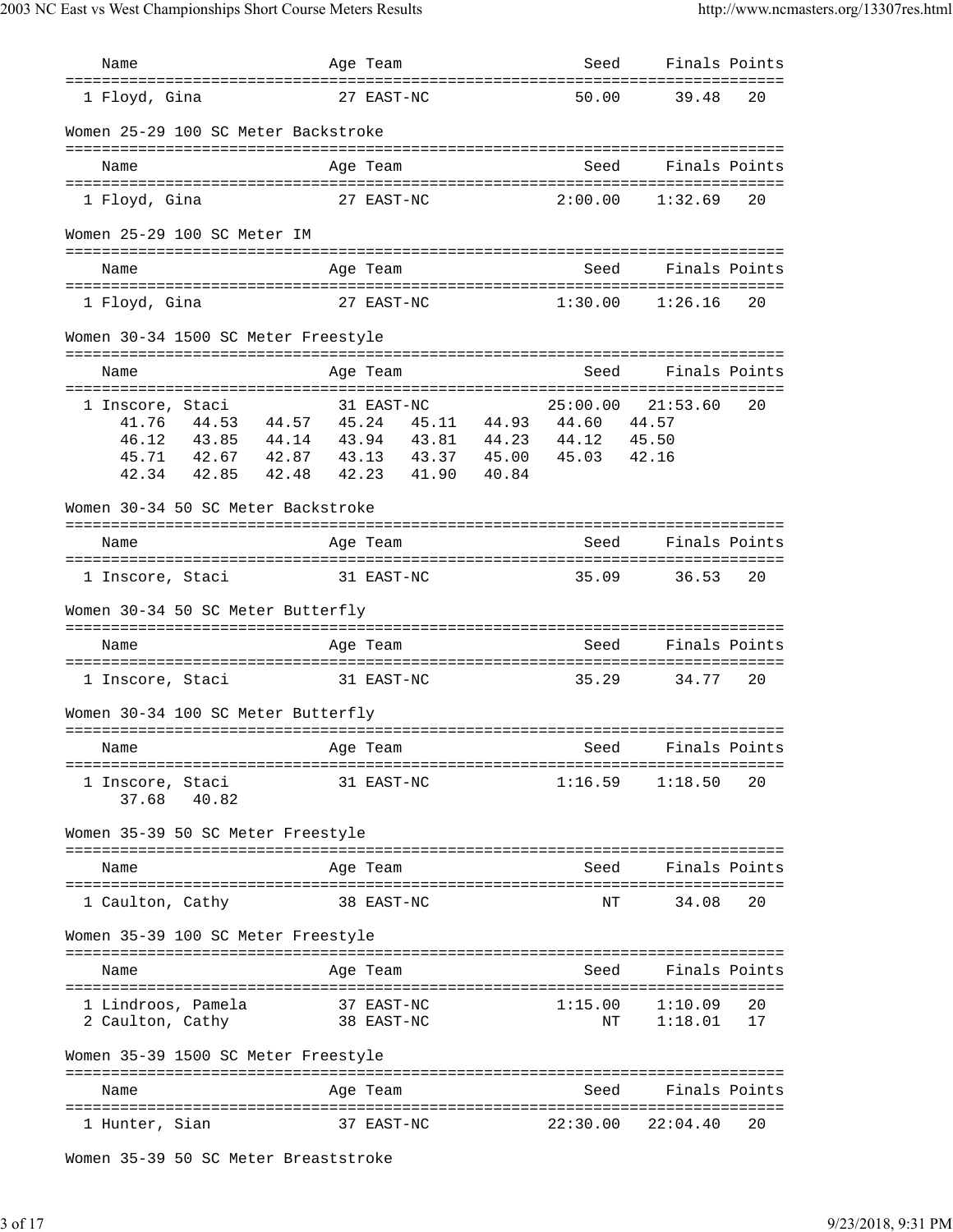| Name | Age | Team | Seed | Finals | Points |
|---|---|---|---|---|---|
| 1 Floyd, Gina | 27 | EAST-NC | 50.00 | 39.48 | 20 |

Women 25-29 100 SC Meter Backstroke

| Name | Age | Team | Seed | Finals | Points |
|---|---|---|---|---|---|
| 1 Floyd, Gina | 27 | EAST-NC | 2:00.00 | 1:32.69 | 20 |

Women 25-29 100 SC Meter IM

| Name | Age | Team | Seed | Finals | Points |
|---|---|---|---|---|---|
| 1 Floyd, Gina | 27 | EAST-NC | 1:30.00 | 1:26.16 | 20 |

Women 30-34 1500 SC Meter Freestyle

| Name | Age | Team | Seed | Finals | Points |
|---|---|---|---|---|---|
| 1 Inscore, Staci | 31 | EAST-NC | 25:00.00 | 21:53.60 | 20 |

```
41.76   44.53   44.57   45.24   45.11   44.93   44.60   44.57
46.12   43.85   44.14   43.94   43.81   44.23   44.12   45.50
45.71   42.67   42.87   43.13   43.37   45.00   45.03   42.16
42.34   42.85   42.48   42.23   41.90   40.84
```

Women 30-34 50 SC Meter Backstroke

| Name | Age | Team | Seed | Finals | Points |
|---|---|---|---|---|---|
| 1 Inscore, Staci | 31 | EAST-NC | 35.09 | 36.53 | 20 |

Women 30-34 50 SC Meter Butterfly

| Name | Age | Team | Seed | Finals | Points |
|---|---|---|---|---|---|
| 1 Inscore, Staci | 31 | EAST-NC | 35.29 | 34.77 | 20 |

Women 30-34 100 SC Meter Butterfly

| Name | Age | Team | Seed | Finals | Points |
|---|---|---|---|---|---|
| 1 Inscore, Staci | 31 | EAST-NC | 1:16.59 | 1:18.50 | 20 |

```
37.68   40.82
```

Women 35-39 50 SC Meter Freestyle

| Name | Age | Team | Seed | Finals | Points |
|---|---|---|---|---|---|
| 1 Caulton, Cathy | 38 | EAST-NC | NT | 34.08 | 20 |

Women 35-39 100 SC Meter Freestyle

| Name | Age | Team | Seed | Finals | Points |
|---|---|---|---|---|---|
| 1 Lindroos, Pamela | 37 | EAST-NC | 1:15.00 | 1:10.09 | 20 |
| 2 Caulton, Cathy | 38 | EAST-NC | NT | 1:18.01 | 17 |

Women 35-39 1500 SC Meter Freestyle

| Name | Age | Team | Seed | Finals | Points |
|---|---|---|---|---|---|
| 1 Hunter, Sian | 37 | EAST-NC | 22:30.00 | 22:04.40 | 20 |

Women 35-39 50 SC Meter Breaststroke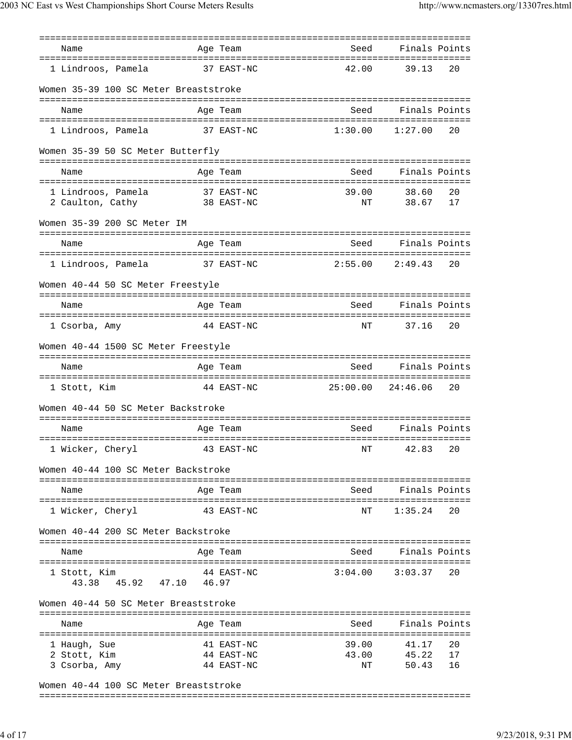| Name | Age | Team | Seed | Finals | Points |
|---|---|---|---|---|---|
| 1 Lindroos, Pamela | 37 | EAST-NC | 42.00 | 39.13 | 20 |

Women 35-39 100 SC Meter Breaststroke

| Name | Age | Team | Seed | Finals | Points |
|---|---|---|---|---|---|
| 1 Lindroos, Pamela | 37 | EAST-NC | 1:30.00 | 1:27.00 | 20 |

Women 35-39 50 SC Meter Butterfly

| Name | Age | Team | Seed | Finals | Points |
|---|---|---|---|---|---|
| 1 Lindroos, Pamela | 37 | EAST-NC | 39.00 | 38.60 | 20 |
| 2 Caulton, Cathy | 38 | EAST-NC | NT | 38.67 | 17 |

Women 35-39 200 SC Meter IM

| Name | Age | Team | Seed | Finals | Points |
|---|---|---|---|---|---|
| 1 Lindroos, Pamela | 37 | EAST-NC | 2:55.00 | 2:49.43 | 20 |

Women 40-44 50 SC Meter Freestyle

| Name | Age | Team | Seed | Finals | Points |
|---|---|---|---|---|---|
| 1 Csorba, Amy | 44 | EAST-NC | NT | 37.16 | 20 |

Women 40-44 1500 SC Meter Freestyle

| Name | Age | Team | Seed | Finals | Points |
|---|---|---|---|---|---|
| 1 Stott, Kim | 44 | EAST-NC | 25:00.00 | 24:46.06 | 20 |

Women 40-44 50 SC Meter Backstroke

| Name | Age | Team | Seed | Finals | Points |
|---|---|---|---|---|---|
| 1 Wicker, Cheryl | 43 | EAST-NC | NT | 42.83 | 20 |

Women 40-44 100 SC Meter Backstroke

| Name | Age | Team | Seed | Finals | Points |
|---|---|---|---|---|---|
| 1 Wicker, Cheryl | 43 | EAST-NC | NT | 1:35.24 | 20 |

Women 40-44 200 SC Meter Backstroke

| Name | Age | Team | Seed | Finals | Points |
|---|---|---|---|---|---|
| 1 Stott, Kim | 44 | EAST-NC | 3:04.00 | 3:03.37 | 20 |
| 43.38 45.92 47.10 46.97 | | | | | |

Women 40-44 50 SC Meter Breaststroke

| Name | Age | Team | Seed | Finals | Points |
|---|---|---|---|---|---|
| 1 Haugh, Sue | 41 | EAST-NC | 39.00 | 41.17 | 20 |
| 2 Stott, Kim | 44 | EAST-NC | 43.00 | 45.22 | 17 |
| 3 Csorba, Amy | 44 | EAST-NC | NT | 50.43 | 16 |

Women 40-44 100 SC Meter Breaststroke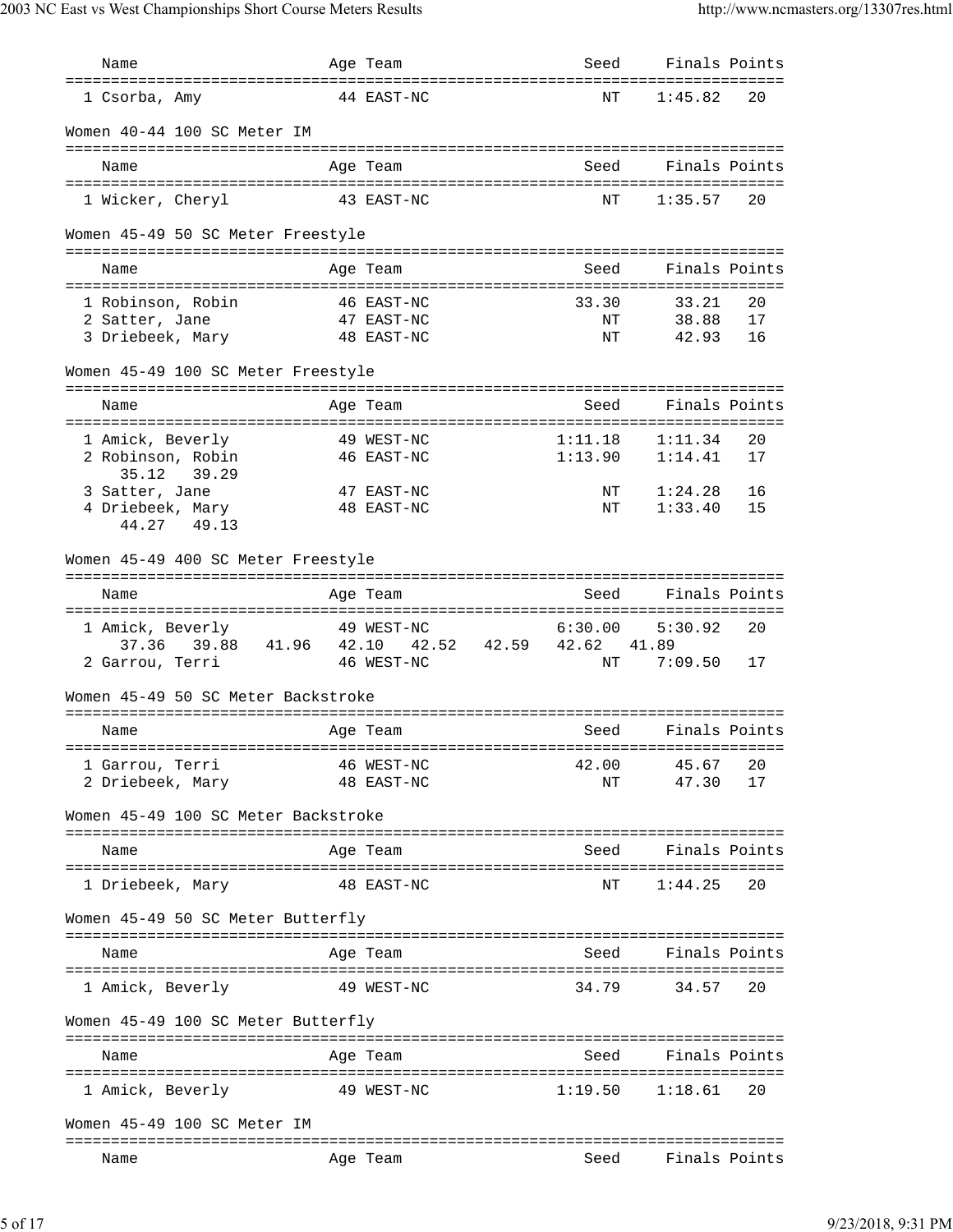| Name | Age | Team | Seed | Finals | Points |
|---|---|---|---|---|---|
| 1 Csorba, Amy | 44 | EAST-NC | NT | 1:45.82 | 20 |

Women 40-44 100 SC Meter IM

| Name | Age | Team | Seed | Finals | Points |
|---|---|---|---|---|---|
| 1 Wicker, Cheryl | 43 | EAST-NC | NT | 1:35.57 | 20 |

Women 45-49 50 SC Meter Freestyle

| Name | Age | Team | Seed | Finals | Points |
|---|---|---|---|---|---|
| 1 Robinson, Robin | 46 | EAST-NC | 33.30 | 33.21 | 20 |
| 2 Satter, Jane | 47 | EAST-NC | NT | 38.88 | 17 |
| 3 Driebeek, Mary | 48 | EAST-NC | NT | 42.93 | 16 |

Women 45-49 100 SC Meter Freestyle

| Name | Age | Team | Seed | Finals | Points |
|---|---|---|---|---|---|
| 1 Amick, Beverly | 49 | WEST-NC | 1:11.18 | 1:11.34 | 20 |
| 2 Robinson, Robin | 46 | EAST-NC | 1:13.90 | 1:14.41 | 17 |
| 35.12 39.29 | | | | | |
| 3 Satter, Jane | 47 | EAST-NC | NT | 1:24.28 | 16 |
| 4 Driebeek, Mary | 48 | EAST-NC | NT | 1:33.40 | 15 |
| 44.27 49.13 | | | | | |

Women 45-49 400 SC Meter Freestyle

| Name | Age | Team | Seed | Finals | Points |
|---|---|---|---|---|---|
| 1 Amick, Beverly | 49 | WEST-NC | 6:30.00 | 5:30.92 | 20 |
| 37.36 39.88 41.96 42.10 42.52 42.59 42.62 41.89 | | | | | |
| 2 Garrou, Terri | 46 | WEST-NC | NT | 7:09.50 | 17 |

Women 45-49 50 SC Meter Backstroke

| Name | Age | Team | Seed | Finals | Points |
|---|---|---|---|---|---|
| 1 Garrou, Terri | 46 | WEST-NC | 42.00 | 45.67 | 20 |
| 2 Driebeek, Mary | 48 | EAST-NC | NT | 47.30 | 17 |

Women 45-49 100 SC Meter Backstroke

| Name | Age | Team | Seed | Finals | Points |
|---|---|---|---|---|---|
| 1 Driebeek, Mary | 48 | EAST-NC | NT | 1:44.25 | 20 |

Women 45-49 50 SC Meter Butterfly

| Name | Age | Team | Seed | Finals | Points |
|---|---|---|---|---|---|
| 1 Amick, Beverly | 49 | WEST-NC | 34.79 | 34.57 | 20 |

Women 45-49 100 SC Meter Butterfly

| Name | Age | Team | Seed | Finals | Points |
|---|---|---|---|---|---|
| 1 Amick, Beverly | 49 | WEST-NC | 1:19.50 | 1:18.61 | 20 |

Women 45-49 100 SC Meter IM

| Name | Age | Team | Seed | Finals | Points |
|---|---|---|---|---|---|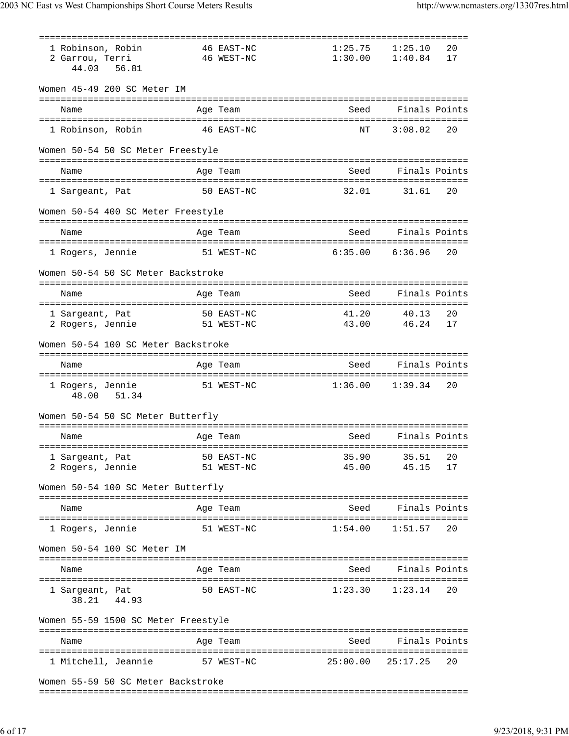| Name | Age | Team | Seed | Finals | Points |
|---|---|---|---|---|---|
| 1 Robinson, Robin | 46 | EAST-NC | 1:25.75 | 1:25.10 | 20 |
| 2 Garrou, Terri | 46 | WEST-NC | 1:30.00 | 1:40.84 | 17 |
| 44.03 56.81 | | | | | |

## Women 45-49 200 SC Meter IM

| Name | Age | Team | Seed | Finals | Points |
|---|---|---|---|---|---|
| 1 Robinson, Robin | 46 | EAST-NC | NT | 3:08.02 | 20 |

## Women 50-54 50 SC Meter Freestyle

| Name | Age | Team | Seed | Finals | Points |
|---|---|---|---|---|---|
| 1 Sargeant, Pat | 50 | EAST-NC | 32.01 | 31.61 | 20 |

## Women 50-54 400 SC Meter Freestyle

| Name | Age | Team | Seed | Finals | Points |
|---|---|---|---|---|---|
| 1 Rogers, Jennie | 51 | WEST-NC | 6:35.00 | 6:36.96 | 20 |

## Women 50-54 50 SC Meter Backstroke

| Name | Age | Team | Seed | Finals | Points |
|---|---|---|---|---|---|
| 1 Sargeant, Pat | 50 | EAST-NC | 41.20 | 40.13 | 20 |
| 2 Rogers, Jennie | 51 | WEST-NC | 43.00 | 46.24 | 17 |

## Women 50-54 100 SC Meter Backstroke

| Name | Age | Team | Seed | Finals | Points |
|---|---|---|---|---|---|
| 1 Rogers, Jennie | 51 | WEST-NC | 1:36.00 | 1:39.34 | 20 |
| 48.00 51.34 | | | | | |

## Women 50-54 50 SC Meter Butterfly

| Name | Age | Team | Seed | Finals | Points |
|---|---|---|---|---|---|
| 1 Sargeant, Pat | 50 | EAST-NC | 35.90 | 35.51 | 20 |
| 2 Rogers, Jennie | 51 | WEST-NC | 45.00 | 45.15 | 17 |

## Women 50-54 100 SC Meter Butterfly

| Name | Age | Team | Seed | Finals | Points |
|---|---|---|---|---|---|
| 1 Rogers, Jennie | 51 | WEST-NC | 1:54.00 | 1:51.57 | 20 |

## Women 50-54 100 SC Meter IM

| Name | Age | Team | Seed | Finals | Points |
|---|---|---|---|---|---|
| 1 Sargeant, Pat | 50 | EAST-NC | 1:23.30 | 1:23.14 | 20 |
| 38.21 44.93 | | | | | |

## Women 55-59 1500 SC Meter Freestyle

| Name | Age | Team | Seed | Finals | Points |
|---|---|---|---|---|---|
| 1 Mitchell, Jeannie | 57 | WEST-NC | 25:00.00 | 25:17.25 | 20 |

## Women 55-59 50 SC Meter Backstroke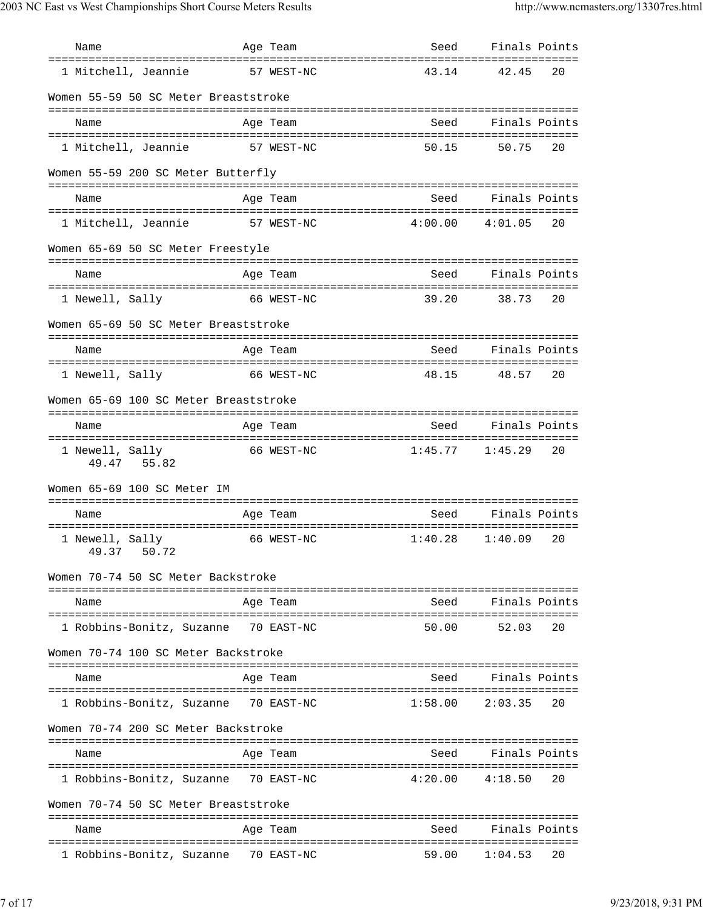| Name | Age | Team | Seed | Finals | Points |
|---|---|---|---|---|---|
| 1 Mitchell, Jeannie | 57 | WEST-NC | 43.14 | 42.45 | 20 |

Women 55-59 50 SC Meter Breaststroke

| Name | Age | Team | Seed | Finals | Points |
|---|---|---|---|---|---|
| 1 Mitchell, Jeannie | 57 | WEST-NC | 50.15 | 50.75 | 20 |

Women 55-59 200 SC Meter Butterfly

| Name | Age | Team | Seed | Finals | Points |
|---|---|---|---|---|---|
| 1 Mitchell, Jeannie | 57 | WEST-NC | 4:00.00 | 4:01.05 | 20 |

Women 65-69 50 SC Meter Freestyle

| Name | Age | Team | Seed | Finals | Points |
|---|---|---|---|---|---|
| 1 Newell, Sally | 66 | WEST-NC | 39.20 | 38.73 | 20 |

Women 65-69 50 SC Meter Breaststroke

| Name | Age | Team | Seed | Finals | Points |
|---|---|---|---|---|---|
| 1 Newell, Sally | 66 | WEST-NC | 48.15 | 48.57 | 20 |

Women 65-69 100 SC Meter Breaststroke

| Name | Age | Team | Seed | Finals | Points |
|---|---|---|---|---|---|
| 1 Newell, Sally | 66 | WEST-NC | 1:45.77 | 1:45.29 | 20 |
| 49.47 55.82 | | | | | |

Women 65-69 100 SC Meter IM

| Name | Age | Team | Seed | Finals | Points |
|---|---|---|---|---|---|
| 1 Newell, Sally | 66 | WEST-NC | 1:40.28 | 1:40.09 | 20 |
| 49.37 50.72 | | | | | |

Women 70-74 50 SC Meter Backstroke

| Name | Age | Team | Seed | Finals | Points |
|---|---|---|---|---|---|
| 1 Robbins-Bonitz, Suzanne | 70 | EAST-NC | 50.00 | 52.03 | 20 |

Women 70-74 100 SC Meter Backstroke

| Name | Age | Team | Seed | Finals | Points |
|---|---|---|---|---|---|
| 1 Robbins-Bonitz, Suzanne | 70 | EAST-NC | 1:58.00 | 2:03.35 | 20 |

Women 70-74 200 SC Meter Backstroke

| Name | Age | Team | Seed | Finals | Points |
|---|---|---|---|---|---|
| 1 Robbins-Bonitz, Suzanne | 70 | EAST-NC | 4:20.00 | 4:18.50 | 20 |

Women 70-74 50 SC Meter Breaststroke

| Name | Age | Team | Seed | Finals | Points |
|---|---|---|---|---|---|
| 1 Robbins-Bonitz, Suzanne | 70 | EAST-NC | 59.00 | 1:04.53 | 20 |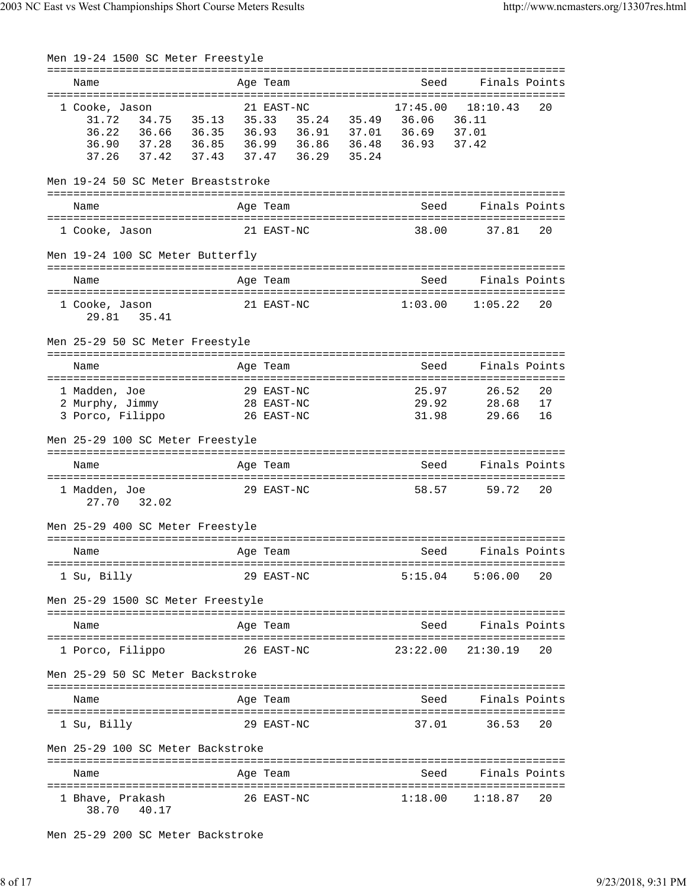### Men 19-24 1500 SC Meter Freestyle

| Name | Age | Team | Seed | Finals | Points |
|---|---|---|---|---|---|
| 1 Cooke, Jason | 21 | EAST-NC | 17:45.00 | 18:10.43 | 20 |

31.72 34.75 35.13 35.33 35.24 35.49 36.06 36.11
36.22 36.66 36.35 36.93 36.91 37.01 36.69 37.01
36.90 37.28 36.85 36.99 36.86 36.48 36.93 37.42
37.26 37.42 37.43 37.47 36.29 35.24

### Men 19-24 50 SC Meter Breaststroke

| Name | Age | Team | Seed | Finals | Points |
|---|---|---|---|---|---|
| 1 Cooke, Jason | 21 | EAST-NC | 38.00 | 37.81 | 20 |

### Men 19-24 100 SC Meter Butterfly

| Name | Age | Team | Seed | Finals | Points |
|---|---|---|---|---|---|
| 1 Cooke, Jason | 21 | EAST-NC | 1:03.00 | 1:05.22 | 20 |

29.81 35.41

### Men 25-29 50 SC Meter Freestyle

| Name | Age | Team | Seed | Finals | Points |
|---|---|---|---|---|---|
| 1 Madden, Joe | 29 | EAST-NC | 25.97 | 26.52 | 20 |
| 2 Murphy, Jimmy | 28 | EAST-NC | 29.92 | 28.68 | 17 |
| 3 Porco, Filippo | 26 | EAST-NC | 31.98 | 29.66 | 16 |

### Men 25-29 100 SC Meter Freestyle

| Name | Age | Team | Seed | Finals | Points |
|---|---|---|---|---|---|
| 1 Madden, Joe | 29 | EAST-NC | 58.57 | 59.72 | 20 |

27.70 32.02

### Men 25-29 400 SC Meter Freestyle

| Name | Age | Team | Seed | Finals | Points |
|---|---|---|---|---|---|
| 1 Su, Billy | 29 | EAST-NC | 5:15.04 | 5:06.00 | 20 |

### Men 25-29 1500 SC Meter Freestyle

| Name | Age | Team | Seed | Finals | Points |
|---|---|---|---|---|---|
| 1 Porco, Filippo | 26 | EAST-NC | 23:22.00 | 21:30.19 | 20 |

### Men 25-29 50 SC Meter Backstroke

| Name | Age | Team | Seed | Finals | Points |
|---|---|---|---|---|---|
| 1 Su, Billy | 29 | EAST-NC | 37.01 | 36.53 | 20 |

### Men 25-29 100 SC Meter Backstroke

| Name | Age | Team | Seed | Finals | Points |
|---|---|---|---|---|---|
| 1 Bhave, Prakash | 26 | EAST-NC | 1:18.00 | 1:18.87 | 20 |

38.70 40.17

### Men 25-29 200 SC Meter Backstroke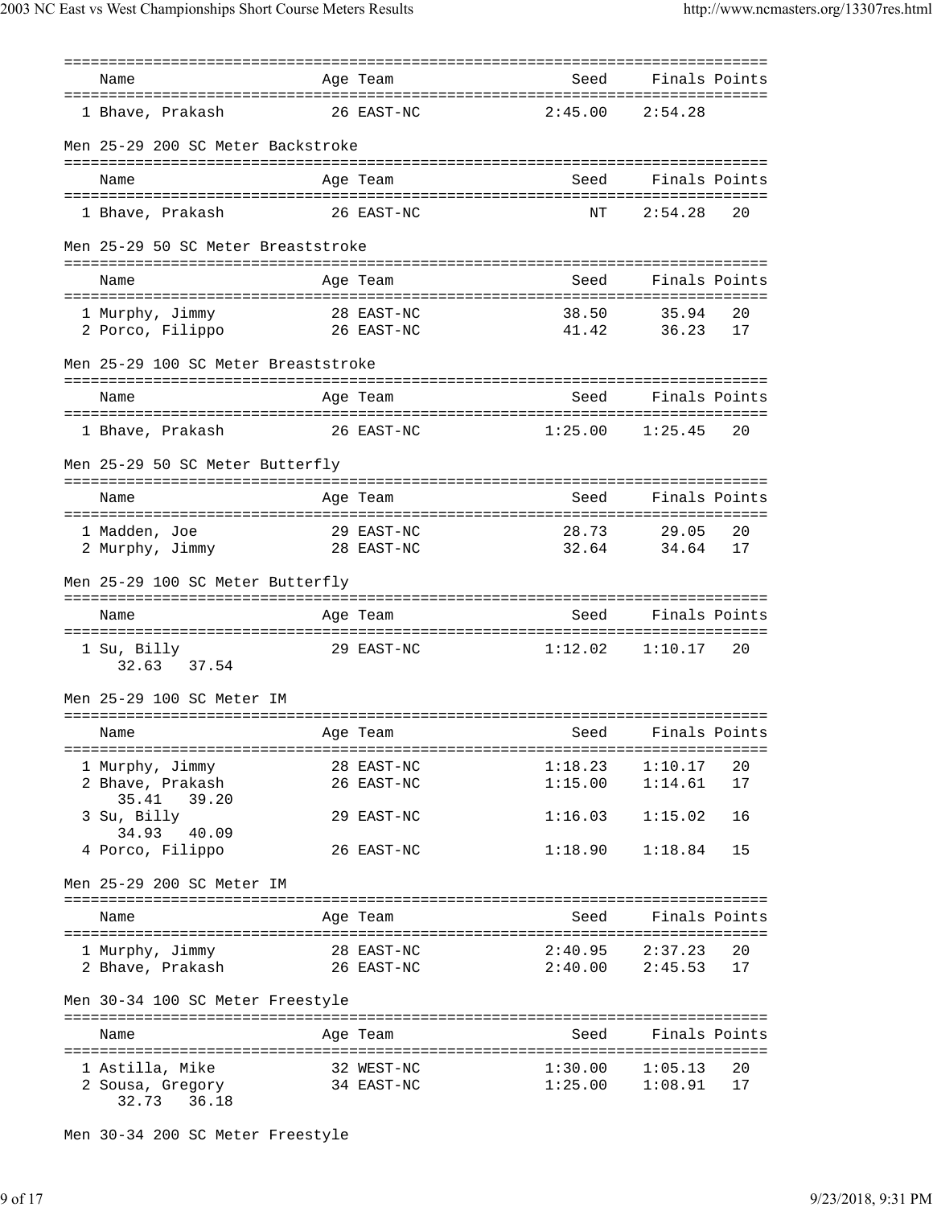| Name | Age | Team | Seed | Finals | Points |
|---|---|---|---|---|---|
| 1 Bhave, Prakash | 26 | EAST-NC | 2:45.00 | 2:54.28 | |

Men 25-29 200 SC Meter Backstroke

| Name | Age | Team | Seed | Finals | Points |
|---|---|---|---|---|---|
| 1 Bhave, Prakash | 26 | EAST-NC | NT | 2:54.28 | 20 |

Men 25-29 50 SC Meter Breaststroke

| Name | Age | Team | Seed | Finals | Points |
|---|---|---|---|---|---|
| 1 Murphy, Jimmy | 28 | EAST-NC | 38.50 | 35.94 | 20 |
| 2 Porco, Filippo | 26 | EAST-NC | 41.42 | 36.23 | 17 |

Men 25-29 100 SC Meter Breaststroke

| Name | Age | Team | Seed | Finals | Points |
|---|---|---|---|---|---|
| 1 Bhave, Prakash | 26 | EAST-NC | 1:25.00 | 1:25.45 | 20 |

Men 25-29 50 SC Meter Butterfly

| Name | Age | Team | Seed | Finals | Points |
|---|---|---|---|---|---|
| 1 Madden, Joe | 29 | EAST-NC | 28.73 | 29.05 | 20 |
| 2 Murphy, Jimmy | 28 | EAST-NC | 32.64 | 34.64 | 17 |

Men 25-29 100 SC Meter Butterfly

| Name | Age | Team | Seed | Finals | Points |
|---|---|---|---|---|---|
| 1 Su, Billy | 29 | EAST-NC | 1:12.02 | 1:10.17 | 20 |
| 32.63 37.54 | | | | | |

Men 25-29 100 SC Meter IM

| Name | Age | Team | Seed | Finals | Points |
|---|---|---|---|---|---|
| 1 Murphy, Jimmy | 28 | EAST-NC | 1:18.23 | 1:10.17 | 20 |
| 2 Bhave, Prakash | 26 | EAST-NC | 1:15.00 | 1:14.61 | 17 |
| 35.41 39.20 | | | | | |
| 3 Su, Billy | 29 | EAST-NC | 1:16.03 | 1:15.02 | 16 |
| 34.93 40.09 | | | | | |
| 4 Porco, Filippo | 26 | EAST-NC | 1:18.90 | 1:18.84 | 15 |

Men 25-29 200 SC Meter IM

| Name | Age | Team | Seed | Finals | Points |
|---|---|---|---|---|---|
| 1 Murphy, Jimmy | 28 | EAST-NC | 2:40.95 | 2:37.23 | 20 |
| 2 Bhave, Prakash | 26 | EAST-NC | 2:40.00 | 2:45.53 | 17 |

Men 30-34 100 SC Meter Freestyle

| Name | Age | Team | Seed | Finals | Points |
|---|---|---|---|---|---|
| 1 Astilla, Mike | 32 | WEST-NC | 1:30.00 | 1:05.13 | 20 |
| 2 Sousa, Gregory | 34 | EAST-NC | 1:25.00 | 1:08.91 | 17 |
| 32.73 36.18 | | | | | |

Men 30-34 200 SC Meter Freestyle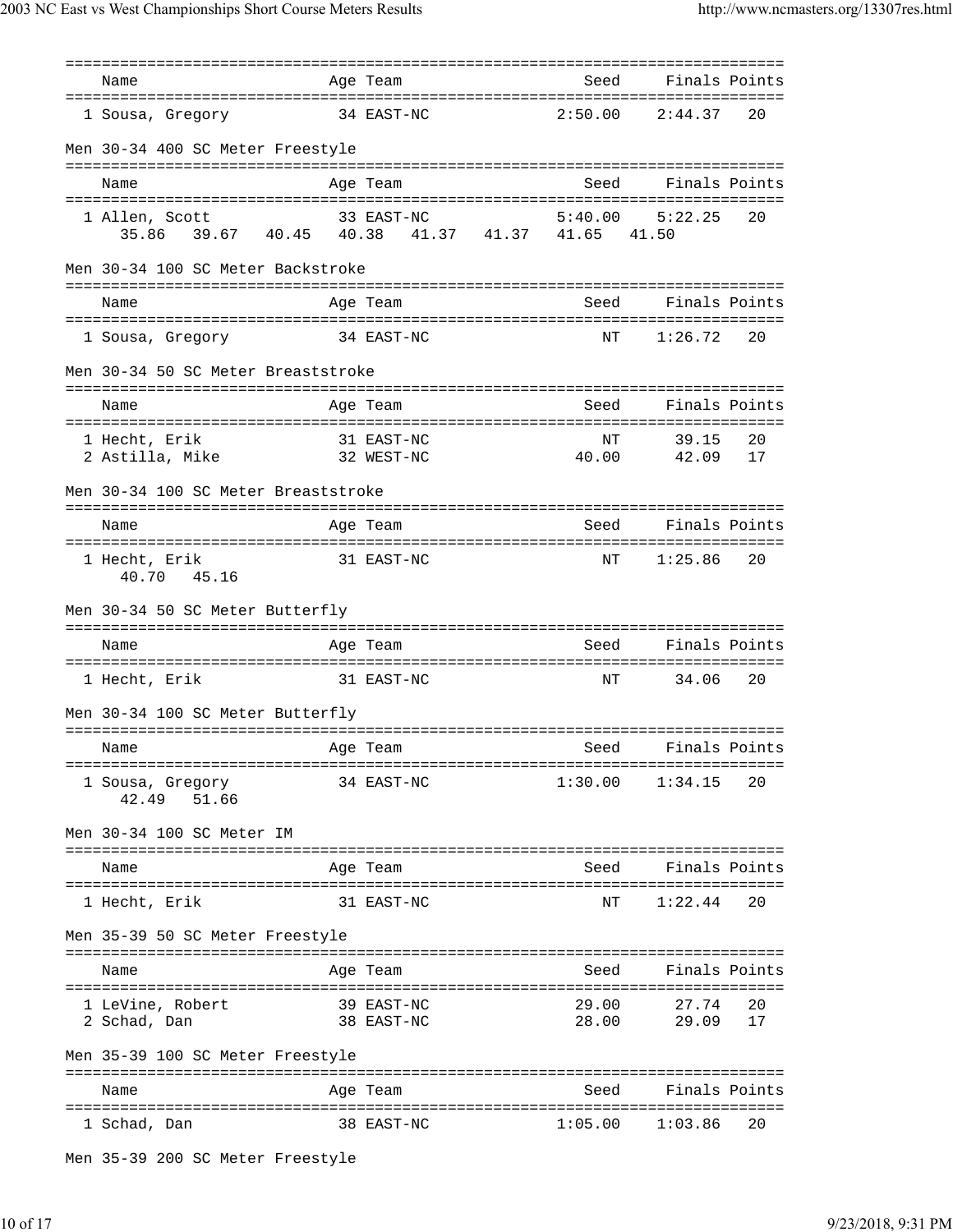| Name | Age | Team | Seed | Finals | Points |
|---|---|---|---|---|---|
| 1 Sousa, Gregory | 34 | EAST-NC | 2:50.00 | 2:44.37 | 20 |

Men 30-34 400 SC Meter Freestyle

| Name | Age | Team | Seed | Finals | Points |
|---|---|---|---|---|---|
| 1 Allen, Scott | 33 | EAST-NC | 5:40.00 | 5:22.25 | 20 |
| 35.86   39.67   40.45   40.38   41.37   41.37   41.65   41.50 | | | | | |

Men 30-34 100 SC Meter Backstroke

| Name | Age | Team | Seed | Finals | Points |
|---|---|---|---|---|---|
| 1 Sousa, Gregory | 34 | EAST-NC | NT | 1:26.72 | 20 |

Men 30-34 50 SC Meter Breaststroke

| Name | Age | Team | Seed | Finals | Points |
|---|---|---|---|---|---|
| 1 Hecht, Erik | 31 | EAST-NC | NT | 39.15 | 20 |
| 2 Astilla, Mike | 32 | WEST-NC | 40.00 | 42.09 | 17 |

Men 30-34 100 SC Meter Breaststroke

| Name | Age | Team | Seed | Finals | Points |
|---|---|---|---|---|---|
| 1 Hecht, Erik | 31 | EAST-NC | NT | 1:25.86 | 20 |
| 40.70   45.16 | | | | | |

Men 30-34 50 SC Meter Butterfly

| Name | Age | Team | Seed | Finals | Points |
|---|---|---|---|---|---|
| 1 Hecht, Erik | 31 | EAST-NC | NT | 34.06 | 20 |

Men 30-34 100 SC Meter Butterfly

| Name | Age | Team | Seed | Finals | Points |
|---|---|---|---|---|---|
| 1 Sousa, Gregory | 34 | EAST-NC | 1:30.00 | 1:34.15 | 20 |
| 42.49   51.66 | | | | | |

Men 30-34 100 SC Meter IM

| Name | Age | Team | Seed | Finals | Points |
|---|---|---|---|---|---|
| 1 Hecht, Erik | 31 | EAST-NC | NT | 1:22.44 | 20 |

Men 35-39 50 SC Meter Freestyle

| Name | Age | Team | Seed | Finals | Points |
|---|---|---|---|---|---|
| 1 LeVine, Robert | 39 | EAST-NC | 29.00 | 27.74 | 20 |
| 2 Schad, Dan | 38 | EAST-NC | 28.00 | 29.09 | 17 |

Men 35-39 100 SC Meter Freestyle

| Name | Age | Team | Seed | Finals | Points |
|---|---|---|---|---|---|
| 1 Schad, Dan | 38 | EAST-NC | 1:05.00 | 1:03.86 | 20 |

Men 35-39 200 SC Meter Freestyle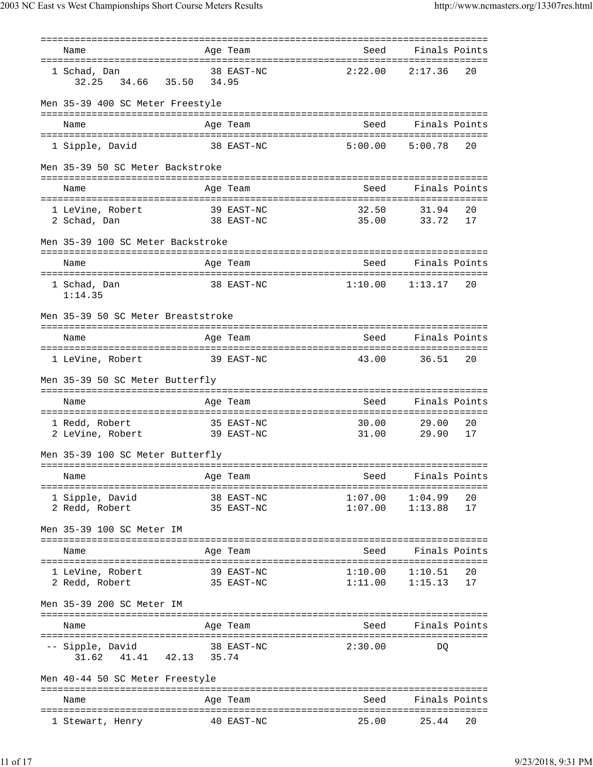| Name | Age | Team | Seed | Finals | Points |
|---|---|---|---|---|---|
| 1 Schad, Dan | 38 | EAST-NC | 2:22.00 | 2:17.36 | 20 |
| 32.25  34.66  35.50  34.95 | | | | | |

Men 35-39 400 SC Meter Freestyle

| Name | Age | Team | Seed | Finals | Points |
|---|---|---|---|---|---|
| 1 Sipple, David | 38 | EAST-NC | 5:00.00 | 5:00.78 | 20 |

Men 35-39 50 SC Meter Backstroke

| Name | Age | Team | Seed | Finals | Points |
|---|---|---|---|---|---|
| 1 LeVine, Robert | 39 | EAST-NC | 32.50 | 31.94 | 20 |
| 2 Schad, Dan | 38 | EAST-NC | 35.00 | 33.72 | 17 |

Men 35-39 100 SC Meter Backstroke

| Name | Age | Team | Seed | Finals | Points |
|---|---|---|---|---|---|
| 1 Schad, Dan | 38 | EAST-NC | 1:10.00 | 1:13.17 | 20 |
| 1:14.35 | | | | | |

Men 35-39 50 SC Meter Breaststroke

| Name | Age | Team | Seed | Finals | Points |
|---|---|---|---|---|---|
| 1 LeVine, Robert | 39 | EAST-NC | 43.00 | 36.51 | 20 |

Men 35-39 50 SC Meter Butterfly

| Name | Age | Team | Seed | Finals | Points |
|---|---|---|---|---|---|
| 1 Redd, Robert | 35 | EAST-NC | 30.00 | 29.00 | 20 |
| 2 LeVine, Robert | 39 | EAST-NC | 31.00 | 29.90 | 17 |

Men 35-39 100 SC Meter Butterfly

| Name | Age | Team | Seed | Finals | Points |
|---|---|---|---|---|---|
| 1 Sipple, David | 38 | EAST-NC | 1:07.00 | 1:04.99 | 20 |
| 2 Redd, Robert | 35 | EAST-NC | 1:07.00 | 1:13.88 | 17 |

Men 35-39 100 SC Meter IM

| Name | Age | Team | Seed | Finals | Points |
|---|---|---|---|---|---|
| 1 LeVine, Robert | 39 | EAST-NC | 1:10.00 | 1:10.51 | 20 |
| 2 Redd, Robert | 35 | EAST-NC | 1:11.00 | 1:15.13 | 17 |

Men 35-39 200 SC Meter IM

| Name | Age | Team | Seed | Finals | Points |
|---|---|---|---|---|---|
| -- Sipple, David | 38 | EAST-NC | 2:30.00 | DQ | |
| 31.62  41.41  42.13  35.74 | | | | | |

Men 40-44 50 SC Meter Freestyle

| Name | Age | Team | Seed | Finals | Points |
|---|---|---|---|---|---|
| 1 Stewart, Henry | 40 | EAST-NC | 25.00 | 25.44 | 20 |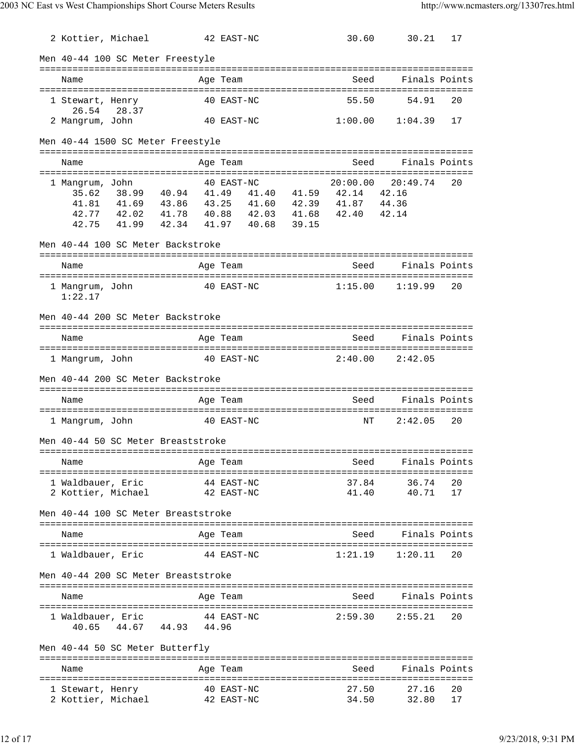| | Name | Age | Team | Seed | Finals | Points |
|---|---|---|---|---|---|---|
| 2 | Kottier, Michael | 42 | EAST-NC | 30.60 | 30.21 | 17 |

Men 40-44 100 SC Meter Freestyle

| | Name | Age | Team | Seed | Finals | Points |
|---|---|---|---|---|---|---|
| 1 | Stewart, Henry | 40 | EAST-NC | 55.50 | 54.91 | 20 |
| | 26.54 28.37 | | | | | |
| 2 | Mangrum, John | 40 | EAST-NC | 1:00.00 | 1:04.39 | 17 |

Men 40-44 1500 SC Meter Freestyle

| | Name | Age | Team | Seed | Finals | Points |
|---|---|---|---|---|---|---|
| 1 | Mangrum, John | 40 | EAST-NC | 20:00.00 | 20:49.74 | 20 |
| | 35.62 38.99 40.94 41.49 41.40 41.59 42.14 42.16 | | | | | |
| | 41.81 41.69 43.86 43.25 41.60 42.39 41.87 44.36 | | | | | |
| | 42.77 42.02 41.78 40.88 42.03 41.68 42.40 42.14 | | | | | |
| | 42.75 41.99 42.34 41.97 40.68 39.15 | | | | | |

Men 40-44 100 SC Meter Backstroke

| | Name | Age | Team | Seed | Finals | Points |
|---|---|---|---|---|---|---|
| 1 | Mangrum, John | 40 | EAST-NC | 1:15.00 | 1:19.99 | 20 |
| | 1:22.17 | | | | | |

Men 40-44 200 SC Meter Backstroke

| | Name | Age | Team | Seed | Finals | Points |
|---|---|---|---|---|---|---|
| 1 | Mangrum, John | 40 | EAST-NC | 2:40.00 | 2:42.05 | |

Men 40-44 200 SC Meter Backstroke

| | Name | Age | Team | Seed | Finals | Points |
|---|---|---|---|---|---|---|
| 1 | Mangrum, John | 40 | EAST-NC | NT | 2:42.05 | 20 |

Men 40-44 50 SC Meter Breaststroke

| | Name | Age | Team | Seed | Finals | Points |
|---|---|---|---|---|---|---|
| 1 | Waldbauer, Eric | 44 | EAST-NC | 37.84 | 36.74 | 20 |
| 2 | Kottier, Michael | 42 | EAST-NC | 41.40 | 40.71 | 17 |

Men 40-44 100 SC Meter Breaststroke

| | Name | Age | Team | Seed | Finals | Points |
|---|---|---|---|---|---|---|
| 1 | Waldbauer, Eric | 44 | EAST-NC | 1:21.19 | 1:20.11 | 20 |

Men 40-44 200 SC Meter Breaststroke

| | Name | Age | Team | Seed | Finals | Points |
|---|---|---|---|---|---|---|
| 1 | Waldbauer, Eric | 44 | EAST-NC | 2:59.30 | 2:55.21 | 20 |
| | 40.65 44.67 44.93 44.96 | | | | | |

Men 40-44 50 SC Meter Butterfly

| | Name | Age | Team | Seed | Finals | Points |
|---|---|---|---|---|---|---|
| 1 | Stewart, Henry | 40 | EAST-NC | 27.50 | 27.16 | 20 |
| 2 | Kottier, Michael | 42 | EAST-NC | 34.50 | 32.80 | 17 |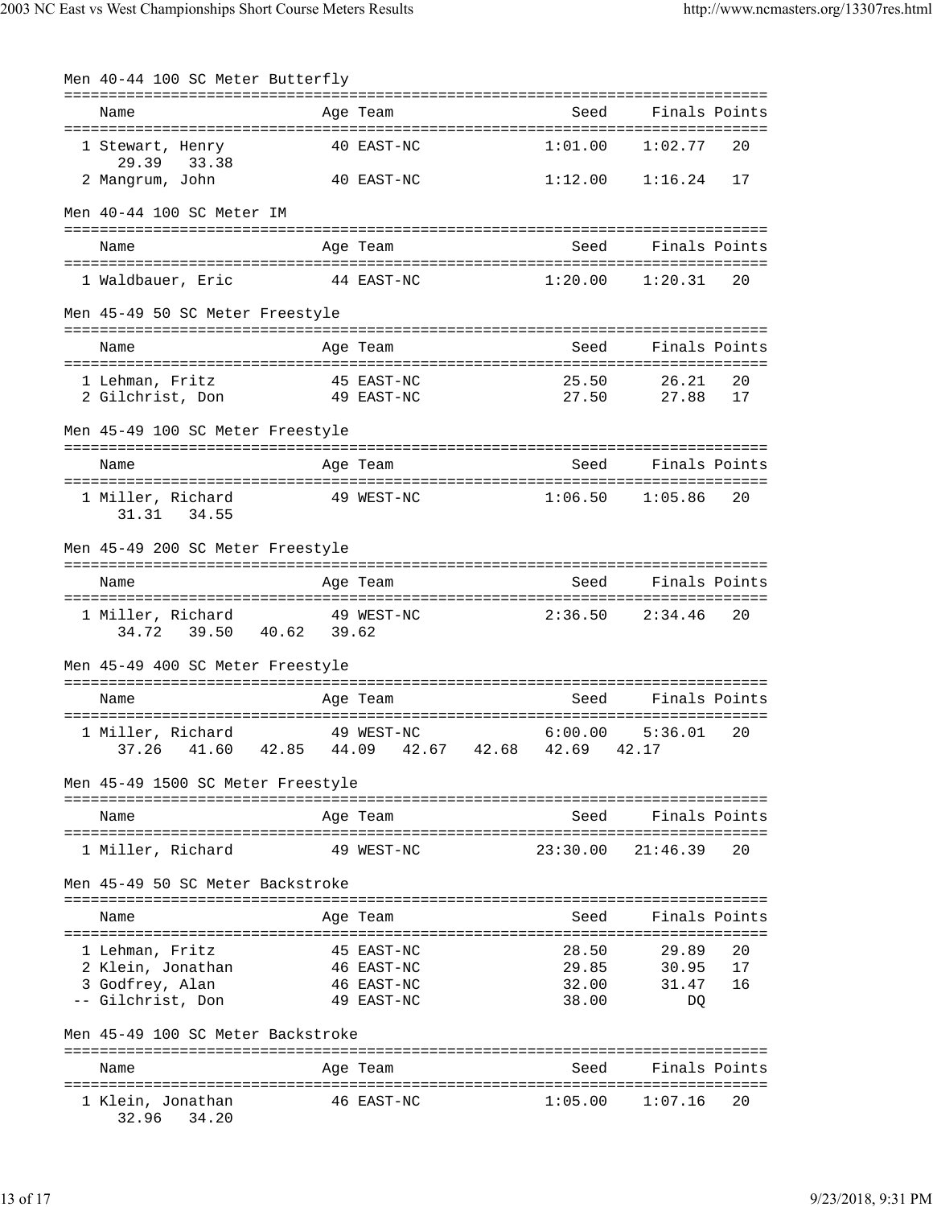### Men 40-44 100 SC Meter Butterfly

| | Name | Age | Team | Seed | Finals | Points |
|---|---|---|---|---|---|---|
| 1 | Stewart, Henry | 40 | EAST-NC | 1:01.00 | 1:02.77 | 20 |
| | 29.39 33.38 | | | | | |
| 2 | Mangrum, John | 40 | EAST-NC | 1:12.00 | 1:16.24 | 17 |

### Men 40-44 100 SC Meter IM

| | Name | Age | Team | Seed | Finals | Points |
|---|---|---|---|---|---|---|
| 1 | Waldbauer, Eric | 44 | EAST-NC | 1:20.00 | 1:20.31 | 20 |

### Men 45-49 50 SC Meter Freestyle

| | Name | Age | Team | Seed | Finals | Points |
|---|---|---|---|---|---|---|
| 1 | Lehman, Fritz | 45 | EAST-NC | 25.50 | 26.21 | 20 |
| 2 | Gilchrist, Don | 49 | EAST-NC | 27.50 | 27.88 | 17 |

### Men 45-49 100 SC Meter Freestyle

| | Name | Age | Team | Seed | Finals | Points |
|---|---|---|---|---|---|---|
| 1 | Miller, Richard | 49 | WEST-NC | 1:06.50 | 1:05.86 | 20 |
| | 31.31 34.55 | | | | | |

### Men 45-49 200 SC Meter Freestyle

| | Name | Age | Team | Seed | Finals | Points |
|---|---|---|---|---|---|---|
| 1 | Miller, Richard | 49 | WEST-NC | 2:36.50 | 2:34.46 | 20 |
| | 34.72 39.50 40.62 39.62 | | | | | |

### Men 45-49 400 SC Meter Freestyle

| | Name | Age | Team | Seed | Finals | Points |
|---|---|---|---|---|---|---|
| 1 | Miller, Richard | 49 | WEST-NC | 6:00.00 | 5:36.01 | 20 |
| | 37.26 41.60 42.85 44.09 42.67 42.68 42.69 42.17 | | | | | |

### Men 45-49 1500 SC Meter Freestyle

| | Name | Age | Team | Seed | Finals | Points |
|---|---|---|---|---|---|---|
| 1 | Miller, Richard | 49 | WEST-NC | 23:30.00 | 21:46.39 | 20 |

### Men 45-49 50 SC Meter Backstroke

| | Name | Age | Team | Seed | Finals | Points |
|---|---|---|---|---|---|---|
| 1 | Lehman, Fritz | 45 | EAST-NC | 28.50 | 29.89 | 20 |
| 2 | Klein, Jonathan | 46 | EAST-NC | 29.85 | 30.95 | 17 |
| 3 | Godfrey, Alan | 46 | EAST-NC | 32.00 | 31.47 | 16 |
| -- | Gilchrist, Don | 49 | EAST-NC | 38.00 | DQ | |

### Men 45-49 100 SC Meter Backstroke

| | Name | Age | Team | Seed | Finals | Points |
|---|---|---|---|---|---|---|
| 1 | Klein, Jonathan | 46 | EAST-NC | 1:05.00 | 1:07.16 | 20 |
| | 32.96 34.20 | | | | | |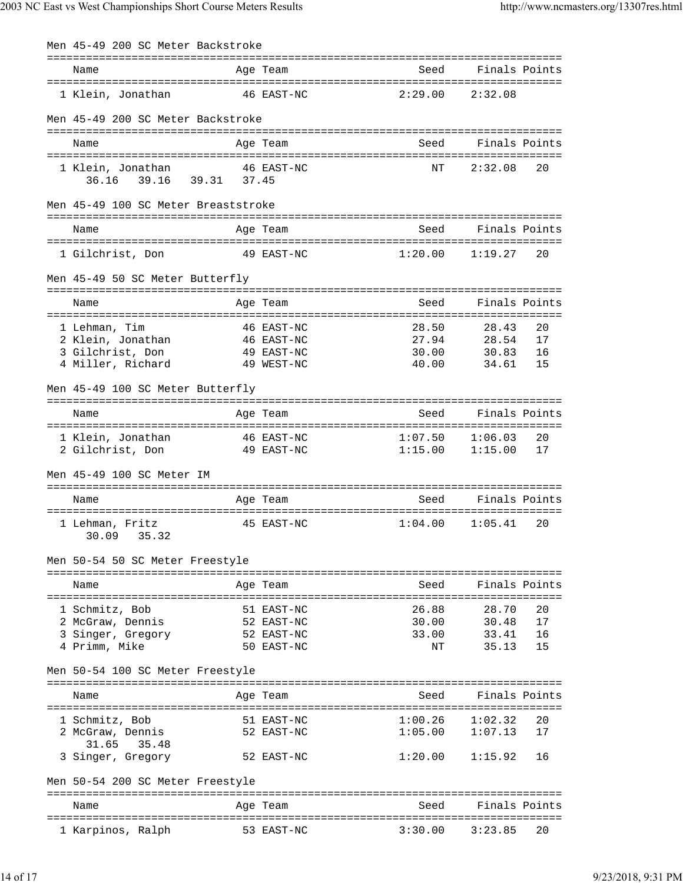### Men 45-49 200 SC Meter Backstroke

| Name | Age | Team | Seed | Finals | Points |
|---|---|---|---|---|---|
| 1 Klein, Jonathan | 46 | EAST-NC | 2:29.00 | 2:32.08 | |

### Men 45-49 200 SC Meter Backstroke

| Name | Age | Team | Seed | Finals | Points |
|---|---|---|---|---|---|
| 1 Klein, Jonathan | 46 | EAST-NC | NT | 2:32.08 | 20 |
| 36.16 39.16 39.31 37.45 | | | | | |

### Men 45-49 100 SC Meter Breaststroke

| Name | Age | Team | Seed | Finals | Points |
|---|---|---|---|---|---|
| 1 Gilchrist, Don | 49 | EAST-NC | 1:20.00 | 1:19.27 | 20 |

### Men 45-49 50 SC Meter Butterfly

| Name | Age | Team | Seed | Finals | Points |
|---|---|---|---|---|---|
| 1 Lehman, Tim | 46 | EAST-NC | 28.50 | 28.43 | 20 |
| 2 Klein, Jonathan | 46 | EAST-NC | 27.94 | 28.54 | 17 |
| 3 Gilchrist, Don | 49 | EAST-NC | 30.00 | 30.83 | 16 |
| 4 Miller, Richard | 49 | WEST-NC | 40.00 | 34.61 | 15 |

### Men 45-49 100 SC Meter Butterfly

| Name | Age | Team | Seed | Finals | Points |
|---|---|---|---|---|---|
| 1 Klein, Jonathan | 46 | EAST-NC | 1:07.50 | 1:06.03 | 20 |
| 2 Gilchrist, Don | 49 | EAST-NC | 1:15.00 | 1:15.00 | 17 |

### Men 45-49 100 SC Meter IM

| Name | Age | Team | Seed | Finals | Points |
|---|---|---|---|---|---|
| 1 Lehman, Fritz | 45 | EAST-NC | 1:04.00 | 1:05.41 | 20 |
| 30.09 35.32 | | | | | |

### Men 50-54 50 SC Meter Freestyle

| Name | Age | Team | Seed | Finals | Points |
|---|---|---|---|---|---|
| 1 Schmitz, Bob | 51 | EAST-NC | 26.88 | 28.70 | 20 |
| 2 McGraw, Dennis | 52 | EAST-NC | 30.00 | 30.48 | 17 |
| 3 Singer, Gregory | 52 | EAST-NC | 33.00 | 33.41 | 16 |
| 4 Primm, Mike | 50 | EAST-NC | NT | 35.13 | 15 |

### Men 50-54 100 SC Meter Freestyle

| Name | Age | Team | Seed | Finals | Points |
|---|---|---|---|---|---|
| 1 Schmitz, Bob | 51 | EAST-NC | 1:00.26 | 1:02.32 | 20 |
| 2 McGraw, Dennis | 52 | EAST-NC | 1:05.00 | 1:07.13 | 17 |
| 31.65 35.48 | | | | | |
| 3 Singer, Gregory | 52 | EAST-NC | 1:20.00 | 1:15.92 | 16 |

### Men 50-54 200 SC Meter Freestyle

| Name | Age | Team | Seed | Finals | Points |
|---|---|---|---|---|---|
| 1 Karpinos, Ralph | 53 | EAST-NC | 3:30.00 | 3:23.85 | 20 |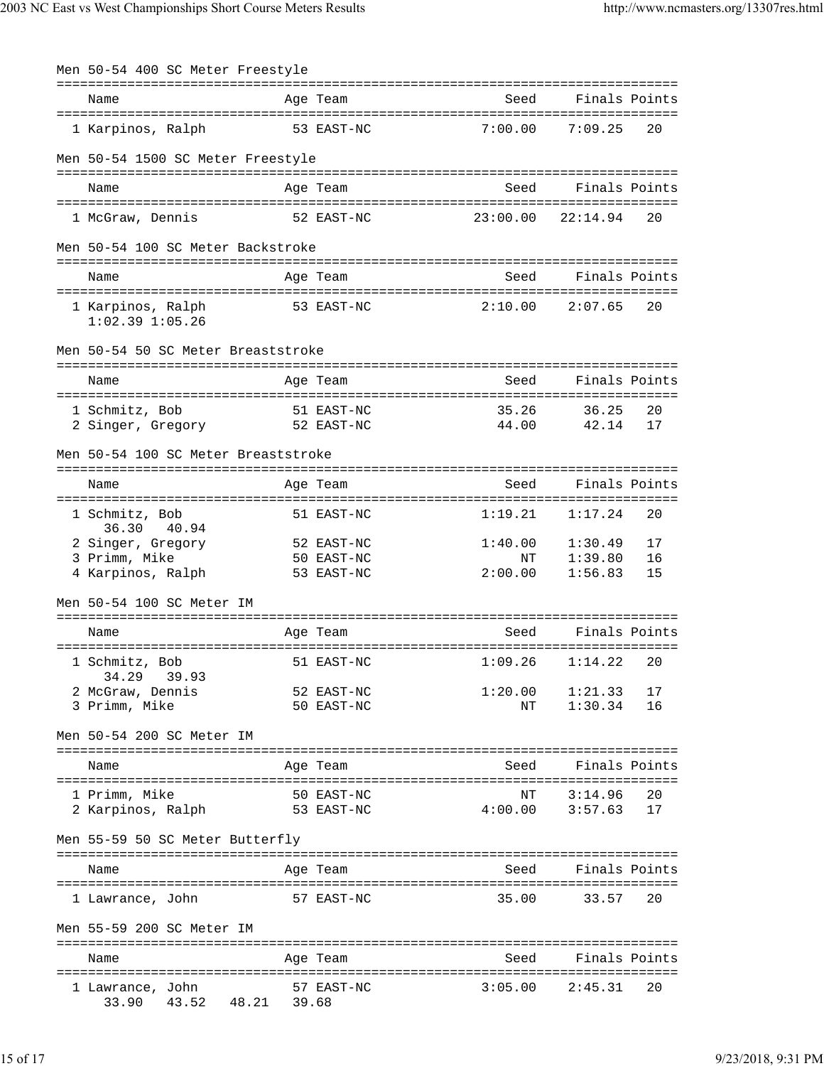### Men 50-54 400 SC Meter Freestyle

| | Name | Age | Team | Seed | Finals | Points |
|---|---|---|---|---|---|---|
| 1 | Karpinos, Ralph | 53 | EAST-NC | 7:00.00 | 7:09.25 | 20 |

### Men 50-54 1500 SC Meter Freestyle

| | Name | Age | Team | Seed | Finals | Points |
|---|---|---|---|---|---|---|
| 1 | McGraw, Dennis | 52 | EAST-NC | 23:00.00 | 22:14.94 | 20 |

### Men 50-54 100 SC Meter Backstroke

| | Name | Age | Team | Seed | Finals | Points |
|---|---|---|---|---|---|---|
| 1 | Karpinos, Ralph | 53 | EAST-NC | 2:10.00 | 2:07.65 | 20 |
| | 1:02.39 1:05.26 | | | | | |

### Men 50-54 50 SC Meter Breaststroke

| | Name | Age | Team | Seed | Finals | Points |
|---|---|---|---|---|---|---|
| 1 | Schmitz, Bob | 51 | EAST-NC | 35.26 | 36.25 | 20 |
| 2 | Singer, Gregory | 52 | EAST-NC | 44.00 | 42.14 | 17 |

### Men 50-54 100 SC Meter Breaststroke

| | Name | Age | Team | Seed | Finals | Points |
|---|---|---|---|---|---|---|
| 1 | Schmitz, Bob | 51 | EAST-NC | 1:19.21 | 1:17.24 | 20 |
| | 36.30 40.94 | | | | | |
| 2 | Singer, Gregory | 52 | EAST-NC | 1:40.00 | 1:30.49 | 17 |
| 3 | Primm, Mike | 50 | EAST-NC | NT | 1:39.80 | 16 |
| 4 | Karpinos, Ralph | 53 | EAST-NC | 2:00.00 | 1:56.83 | 15 |

### Men 50-54 100 SC Meter IM

| | Name | Age | Team | Seed | Finals | Points |
|---|---|---|---|---|---|---|
| 1 | Schmitz, Bob | 51 | EAST-NC | 1:09.26 | 1:14.22 | 20 |
| | 34.29 39.93 | | | | | |
| 2 | McGraw, Dennis | 52 | EAST-NC | 1:20.00 | 1:21.33 | 17 |
| 3 | Primm, Mike | 50 | EAST-NC | NT | 1:30.34 | 16 |

### Men 50-54 200 SC Meter IM

| | Name | Age | Team | Seed | Finals | Points |
|---|---|---|---|---|---|---|
| 1 | Primm, Mike | 50 | EAST-NC | NT | 3:14.96 | 20 |
| 2 | Karpinos, Ralph | 53 | EAST-NC | 4:00.00 | 3:57.63 | 17 |

### Men 55-59 50 SC Meter Butterfly

| | Name | Age | Team | Seed | Finals | Points |
|---|---|---|---|---|---|---|
| 1 | Lawrance, John | 57 | EAST-NC | 35.00 | 33.57 | 20 |

### Men 55-59 200 SC Meter IM

| | Name | Age | Team | Seed | Finals | Points |
|---|---|---|---|---|---|---|
| 1 | Lawrance, John | 57 | EAST-NC | 3:05.00 | 2:45.31 | 20 |
| | 33.90 43.52 48.21 39.68 | | | | | |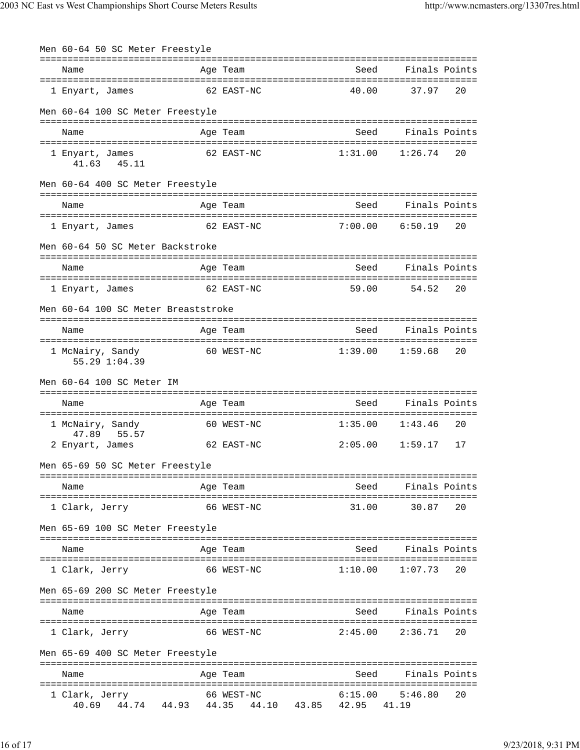Men 60-64 50 SC Meter Freestyle

| Name | Age | Team | Seed | Finals | Points |
|---|---|---|---|---|---|
| 1 Enyart, James | 62 | EAST-NC | 40.00 | 37.97 | 20 |

Men 60-64 100 SC Meter Freestyle

| Name | Age | Team | Seed | Finals | Points |
|---|---|---|---|---|---|
| 1 Enyart, James | 62 | EAST-NC | 1:31.00 | 1:26.74 | 20 |
| 41.63 45.11 | | | | | |

Men 60-64 400 SC Meter Freestyle

| Name | Age | Team | Seed | Finals | Points |
|---|---|---|---|---|---|
| 1 Enyart, James | 62 | EAST-NC | 7:00.00 | 6:50.19 | 20 |

Men 60-64 50 SC Meter Backstroke

| Name | Age | Team | Seed | Finals | Points |
|---|---|---|---|---|---|
| 1 Enyart, James | 62 | EAST-NC | 59.00 | 54.52 | 20 |

Men 60-64 100 SC Meter Breaststroke

| Name | Age | Team | Seed | Finals | Points |
|---|---|---|---|---|---|
| 1 McNairy, Sandy | 60 | WEST-NC | 1:39.00 | 1:59.68 | 20 |
| 55.29 1:04.39 | | | | | |

Men 60-64 100 SC Meter IM

| Name | Age | Team | Seed | Finals | Points |
|---|---|---|---|---|---|
| 1 McNairy, Sandy | 60 | WEST-NC | 1:35.00 | 1:43.46 | 20 |
| 47.89 55.57 | | | | | |
| 2 Enyart, James | 62 | EAST-NC | 2:05.00 | 1:59.17 | 17 |

Men 65-69 50 SC Meter Freestyle

| Name | Age | Team | Seed | Finals | Points |
|---|---|---|---|---|---|
| 1 Clark, Jerry | 66 | WEST-NC | 31.00 | 30.87 | 20 |

Men 65-69 100 SC Meter Freestyle

| Name | Age | Team | Seed | Finals | Points |
|---|---|---|---|---|---|
| 1 Clark, Jerry | 66 | WEST-NC | 1:10.00 | 1:07.73 | 20 |

Men 65-69 200 SC Meter Freestyle

| Name | Age | Team | Seed | Finals | Points |
|---|---|---|---|---|---|
| 1 Clark, Jerry | 66 | WEST-NC | 2:45.00 | 2:36.71 | 20 |

Men 65-69 400 SC Meter Freestyle

| Name | Age | Team | Seed | Finals | Points |
|---|---|---|---|---|---|
| 1 Clark, Jerry | 66 | WEST-NC | 6:15.00 | 5:46.80 | 20 |
| 40.69 44.74 44.93 44.35 44.10 43.85 42.95 41.19 | | | | | |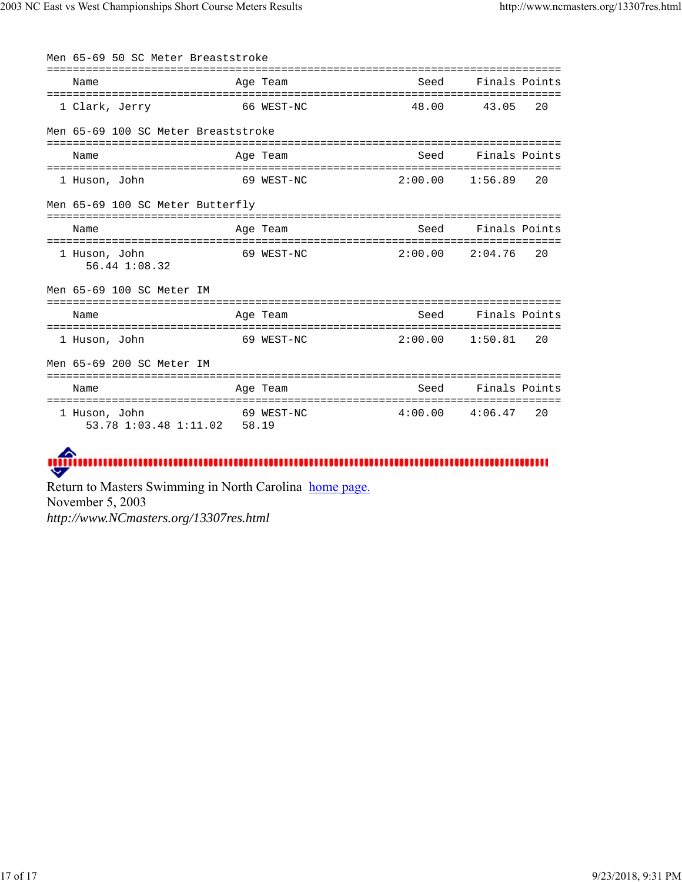Men 65-69 50 SC Meter Breaststroke

| Name | Age | Team | Seed | Finals | Points |
|---|---|---|---|---|---|
| 1 Clark, Jerry | 66 | WEST-NC | 48.00 | 43.05 | 20 |

Men 65-69 100 SC Meter Breaststroke

| Name | Age | Team | Seed | Finals | Points |
|---|---|---|---|---|---|
| 1 Huson, John | 69 | WEST-NC | 2:00.00 | 1:56.89 | 20 |

Men 65-69 100 SC Meter Butterfly

| Name | Age | Team | Seed | Finals | Points |
|---|---|---|---|---|---|
| 1 Huson, John | 69 | WEST-NC | 2:00.00 | 2:04.76 | 20 |
| 56.44 1:08.32 | | | | | |

Men 65-69 100 SC Meter IM

| Name | Age | Team | Seed | Finals | Points |
|---|---|---|---|---|---|
| 1 Huson, John | 69 | WEST-NC | 2:00.00 | 1:50.81 | 20 |

Men 65-69 200 SC Meter IM

| Name | Age | Team | Seed | Finals | Points |
|---|---|---|---|---|---|
| 1 Huson, John | 69 | WEST-NC | 4:00.00 | 4:06.47 | 20 |
| 53.78 1:03.48 1:11.02 | 58.19 | | | | |

Return to Masters Swimming in North Carolina [home page.]
November 5, 2003
*http://www.NCmasters.org/13307res.html*